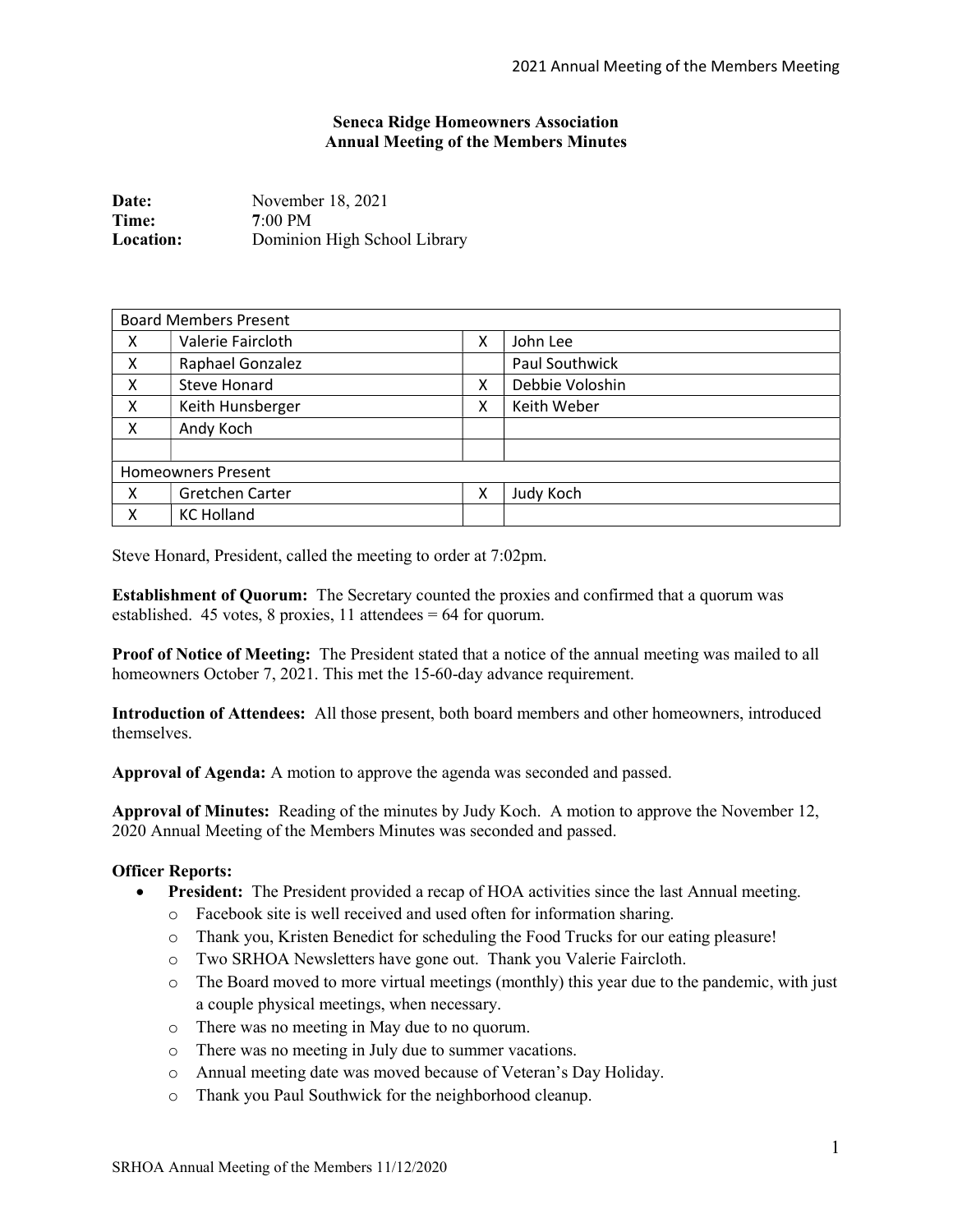# Seneca Ridge Homeowners Association
## Annual Meeting of the Members Minutes

**Date:** November 18, 2021
**Time:** 7:00 PM
**Location:** Dominion High School Library

| Board Members Present | | | |
|---|---|---|---|
| X | Valerie Faircloth | X | John Lee |
| X | Raphael Gonzalez | | Paul Southwick |
| X | Steve Honard | X | Debbie Voloshin |
| X | Keith Hunsberger | X | Keith Weber |
| X | Andy Koch | | |
| | | | |
| **Homeowners Present** | | | |
| X | Gretchen Carter | X | Judy Koch |
| X | KC Holland | | |

Steve Honard, President, called the meeting to order at 7:02pm.

**Establishment of Quorum:** The Secretary counted the proxies and confirmed that a quorum was established. 45 votes, 8 proxies, 11 attendees = 64 for quorum.

**Proof of Notice of Meeting:** The President stated that a notice of the annual meeting was mailed to all homeowners October 7, 2021. This met the 15-60-day advance requirement.

**Introduction of Attendees:** All those present, both board members and other homeowners, introduced themselves.

**Approval of Agenda:** A motion to approve the agenda was seconded and passed.

**Approval of Minutes:** Reading of the minutes by Judy Koch. A motion to approve the November 12, 2020 Annual Meeting of the Members Minutes was seconded and passed.

**Officer Reports:**

- **President:** The President provided a recap of HOA activities since the last Annual meeting.
  - Facebook site is well received and used often for information sharing.
  - Thank you, Kristen Benedict for scheduling the Food Trucks for our eating pleasure!
  - Two SRHOA Newsletters have gone out. Thank you Valerie Faircloth.
  - The Board moved to more virtual meetings (monthly) this year due to the pandemic, with just a couple physical meetings, when necessary.
  - There was no meeting in May due to no quorum.
  - There was no meeting in July due to summer vacations.
  - Annual meeting date was moved because of Veteran's Day Holiday.
  - Thank you Paul Southwick for the neighborhood cleanup.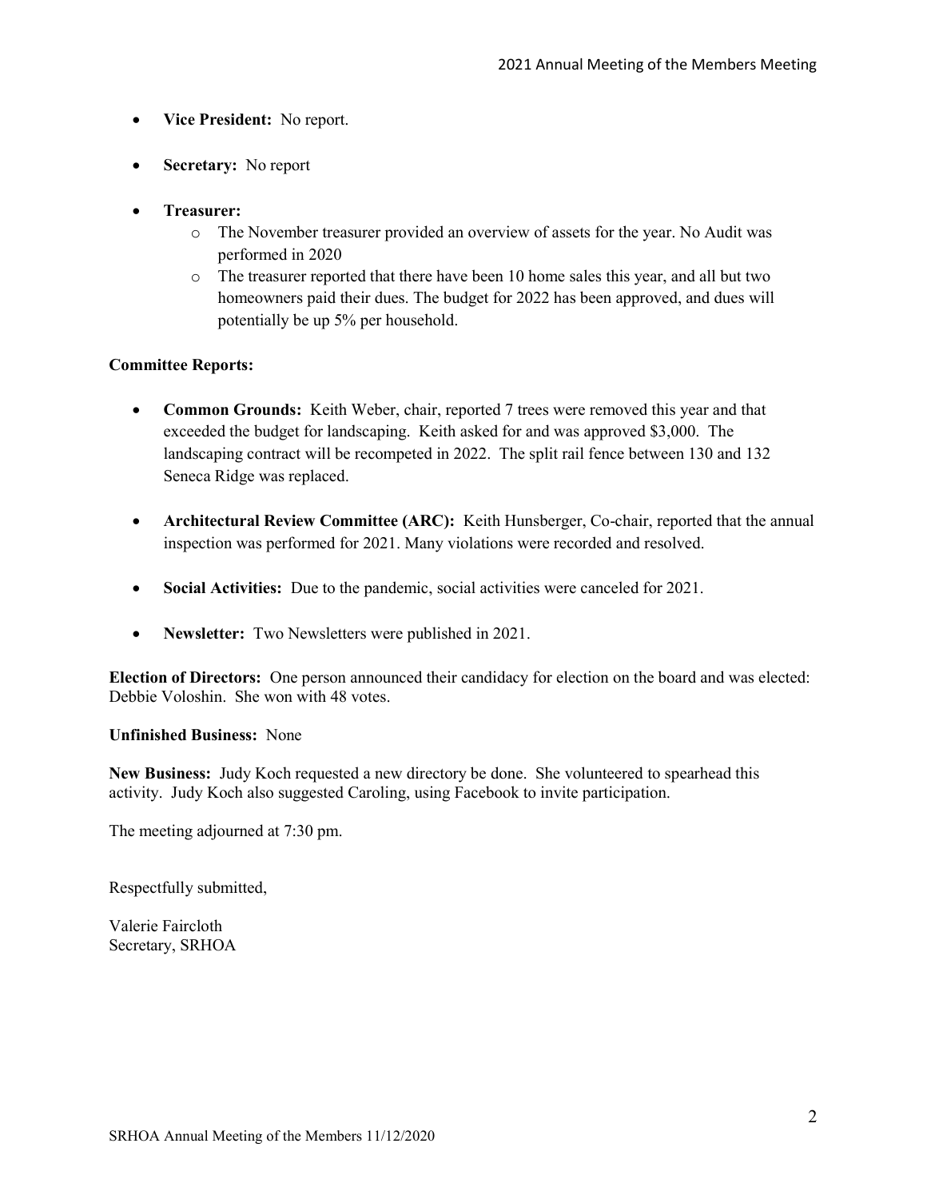- **Vice President:** No report.
- **Secretary:** No report
- **Treasurer:**
  - The November treasurer provided an overview of assets for the year. No Audit was performed in 2020
  - The treasurer reported that there have been 10 home sales this year, and all but two homeowners paid their dues. The budget for 2022 has been approved, and dues will potentially be up 5% per household.

**Committee Reports:**

- **Common Grounds:** Keith Weber, chair, reported 7 trees were removed this year and that exceeded the budget for landscaping. Keith asked for and was approved $3,000. The landscaping contract will be recompeted in 2022. The split rail fence between 130 and 132 Seneca Ridge was replaced.
- **Architectural Review Committee (ARC):** Keith Hunsberger, Co-chair, reported that the annual inspection was performed for 2021. Many violations were recorded and resolved.
- **Social Activities:** Due to the pandemic, social activities were canceled for 2021.
- **Newsletter:** Two Newsletters were published in 2021.

**Election of Directors:** One person announced their candidacy for election on the board and was elected: Debbie Voloshin. She won with 48 votes.

**Unfinished Business:** None

**New Business:** Judy Koch requested a new directory be done. She volunteered to spearhead this activity. Judy Koch also suggested Caroling, using Facebook to invite participation.

The meeting adjourned at 7:30 pm.

Respectfully submitted,

Valerie Faircloth
Secretary, SRHOA